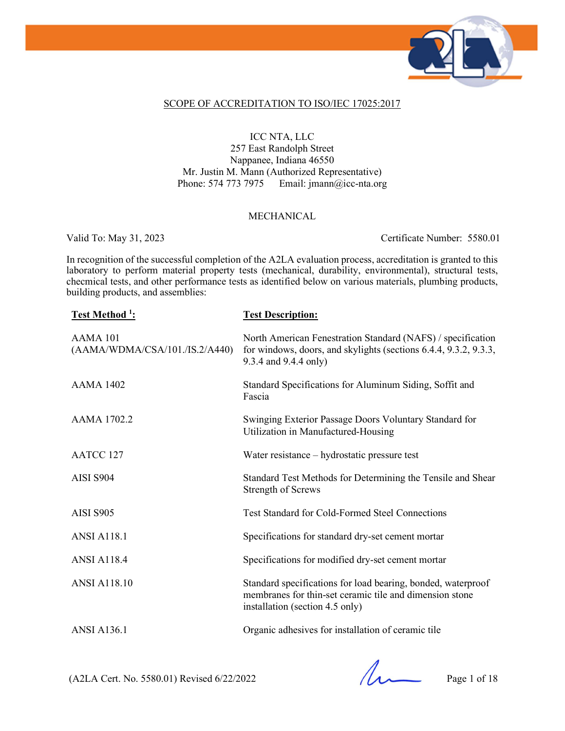## SCOPE OF ACCREDITATION TO ISO/IEC 17025:2017

ICC NTA, LLC
257 East Randolph Street
Nappanee, Indiana 46550
Mr. Justin M. Mann (Authorized Representative)
Phone: 574 773 7975 Email: jmann@icc-nta.org

### MECHANICAL

Valid To: May 31, 2023 Certificate Number: 5580.01

In recognition of the successful completion of the A2LA evaluation process, accreditation is granted to this laboratory to perform material property tests (mechanical, durability, environmental), structural tests, checmical tests, and other performance tests as identified below on various materials, plumbing products, building products, and assemblies:

| Test Method [1]: | Test Description: |
|---|---|
| AAMA 101 (AAMA/WDMA/CSA/101./IS.2/A440) | North American Fenestration Standard (NAFS) / specification for windows, doors, and skylights (sections 6.4.4, 9.3.2, 9.3.3, 9.3.4 and 9.4.4 only) |
| AAMA 1402 | Standard Specifications for Aluminum Siding, Soffit and Fascia |
| AAMA 1702.2 | Swinging Exterior Passage Doors Voluntary Standard for Utilization in Manufactured-Housing |
| AATCC 127 | Water resistance – hydrostatic pressure test |
| AISI S904 | Standard Test Methods for Determining the Tensile and Shear Strength of Screws |
| AISI S905 | Test Standard for Cold-Formed Steel Connections |
| ANSI A118.1 | Specifications for standard dry-set cement mortar |
| ANSI A118.4 | Specifications for modified dry-set cement mortar |
| ANSI A118.10 | Standard specifications for load bearing, bonded, waterproof membranes for thin-set ceramic tile and dimension stone installation (section 4.5 only) |
| ANSI A136.1 | Organic adhesives for installation of ceramic tile |

(A2LA Cert. No. 5580.01) Revised 6/22/2022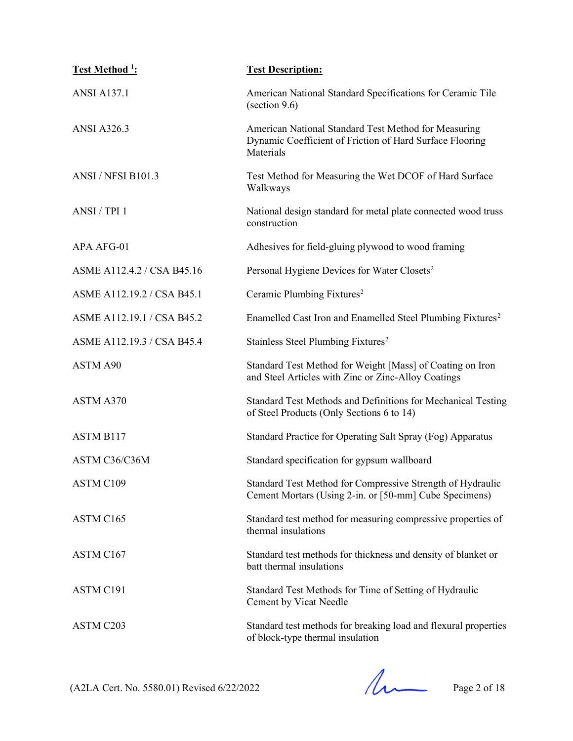| Test Method [1]: | Test Description: |
|---|---|
| ANSI A137.1 | American National Standard Specifications for Ceramic Tile (section 9.6) |
| ANSI A326.3 | American National Standard Test Method for Measuring Dynamic Coefficient of Friction of Hard Surface Flooring Materials |
| ANSI / NFSI B101.3 | Test Method for Measuring the Wet DCOF of Hard Surface Walkways |
| ANSI / TPI 1 | National design standard for metal plate connected wood truss construction |
| APA AFG-01 | Adhesives for field-gluing plywood to wood framing |
| ASME A112.4.2 / CSA B45.16 | Personal Hygiene Devices for Water Closets[2] |
| ASME A112.19.2 / CSA B45.1 | Ceramic Plumbing Fixtures[2] |
| ASME A112.19.1 / CSA B45.2 | Enamelled Cast Iron and Enamelled Steel Plumbing Fixtures[2] |
| ASME A112.19.3 / CSA B45.4 | Stainless Steel Plumbing Fixtures[2] |
| ASTM A90 | Standard Test Method for Weight [Mass] of Coating on Iron and Steel Articles with Zinc or Zinc-Alloy Coatings |
| ASTM A370 | Standard Test Methods and Definitions for Mechanical Testing of Steel Products (Only Sections 6 to 14) |
| ASTM B117 | Standard Practice for Operating Salt Spray (Fog) Apparatus |
| ASTM C36/C36M | Standard specification for gypsum wallboard |
| ASTM C109 | Standard Test Method for Compressive Strength of Hydraulic Cement Mortars (Using 2-in. or [50-mm] Cube Specimens) |
| ASTM C165 | Standard test method for measuring compressive properties of thermal insulations |
| ASTM C167 | Standard test methods for thickness and density of blanket or batt thermal insulations |
| ASTM C191 | Standard Test Methods for Time of Setting of Hydraulic Cement by Vicat Needle |
| ASTM C203 | Standard test methods for breaking load and flexural properties of block-type thermal insulation |

(A2LA Cert. No. 5580.01) Revised 6/22/2022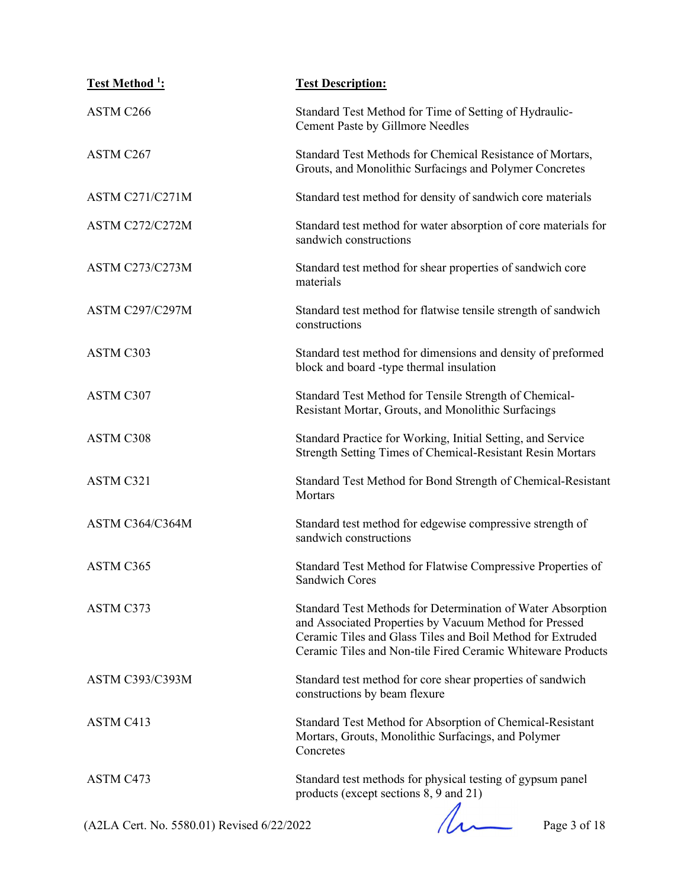| Test Method [1]: | Test Description: |
|---|---|
| ASTM C266 | Standard Test Method for Time of Setting of Hydraulic-Cement Paste by Gillmore Needles |
| ASTM C267 | Standard Test Methods for Chemical Resistance of Mortars, Grouts, and Monolithic Surfacings and Polymer Concretes |
| ASTM C271/C271M | Standard test method for density of sandwich core materials |
| ASTM C272/C272M | Standard test method for water absorption of core materials for sandwich constructions |
| ASTM C273/C273M | Standard test method for shear properties of sandwich core materials |
| ASTM C297/C297M | Standard test method for flatwise tensile strength of sandwich constructions |
| ASTM C303 | Standard test method for dimensions and density of preformed block and board -type thermal insulation |
| ASTM C307 | Standard Test Method for Tensile Strength of Chemical-Resistant Mortar, Grouts, and Monolithic Surfacings |
| ASTM C308 | Standard Practice for Working, Initial Setting, and Service Strength Setting Times of Chemical-Resistant Resin Mortars |
| ASTM C321 | Standard Test Method for Bond Strength of Chemical-Resistant Mortars |
| ASTM C364/C364M | Standard test method for edgewise compressive strength of sandwich constructions |
| ASTM C365 | Standard Test Method for Flatwise Compressive Properties of Sandwich Cores |
| ASTM C373 | Standard Test Methods for Determination of Water Absorption and Associated Properties by Vacuum Method for Pressed Ceramic Tiles and Glass Tiles and Boil Method for Extruded Ceramic Tiles and Non-tile Fired Ceramic Whiteware Products |
| ASTM C393/C393M | Standard test method for core shear properties of sandwich constructions by beam flexure |
| ASTM C413 | Standard Test Method for Absorption of Chemical-Resistant Mortars, Grouts, Monolithic Surfacings, and Polymer Concretes |
| ASTM C473 | Standard test methods for physical testing of gypsum panel products (except sections 8, 9 and 21) |

(A2LA Cert. No. 5580.01) Revised 6/22/2022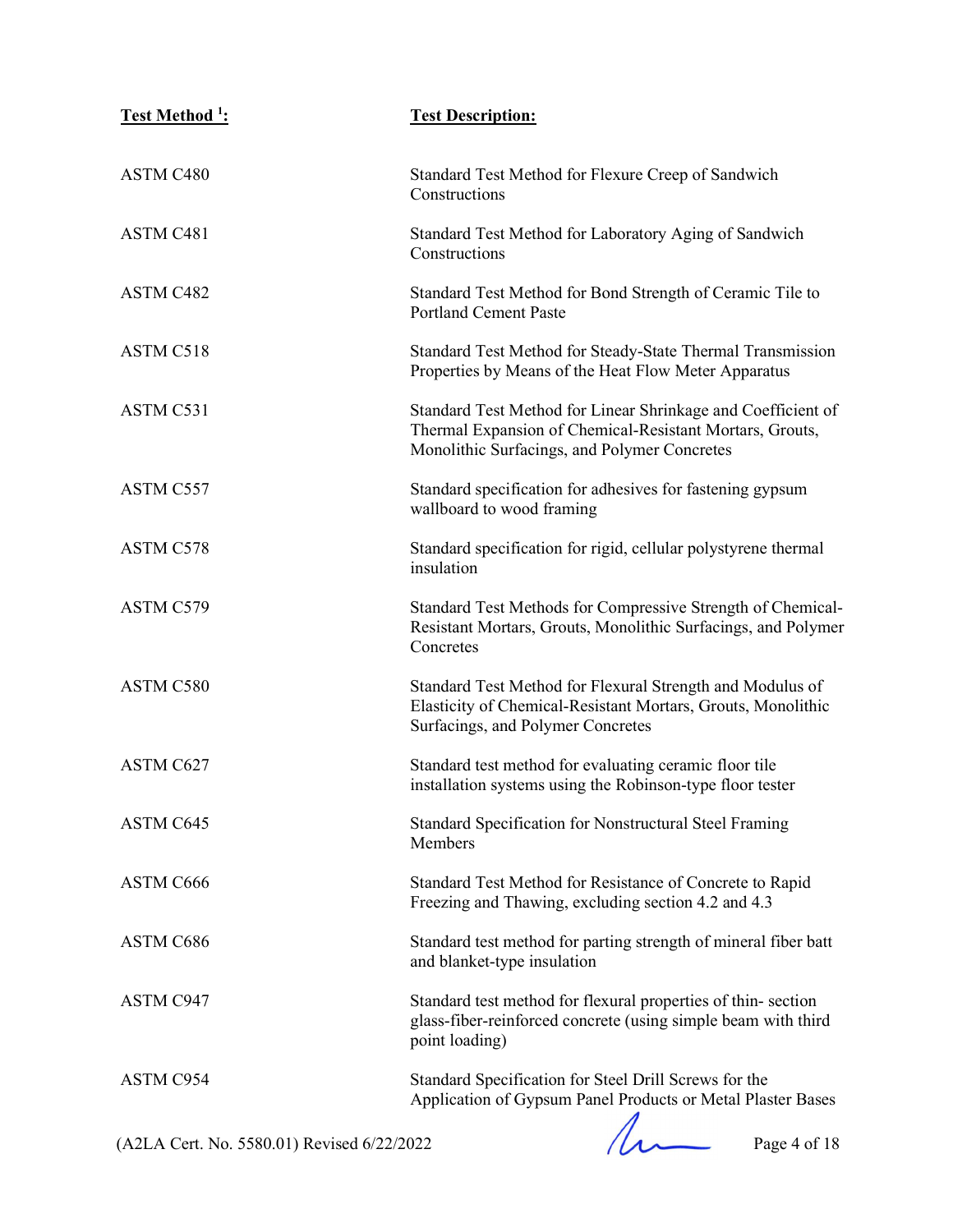| Test Method [1]: | Test Description: |
|---|---|
| ASTM C480 | Standard Test Method for Flexure Creep of Sandwich Constructions |
| ASTM C481 | Standard Test Method for Laboratory Aging of Sandwich Constructions |
| ASTM C482 | Standard Test Method for Bond Strength of Ceramic Tile to Portland Cement Paste |
| ASTM C518 | Standard Test Method for Steady-State Thermal Transmission Properties by Means of the Heat Flow Meter Apparatus |
| ASTM C531 | Standard Test Method for Linear Shrinkage and Coefficient of Thermal Expansion of Chemical-Resistant Mortars, Grouts, Monolithic Surfacings, and Polymer Concretes |
| ASTM C557 | Standard specification for adhesives for fastening gypsum wallboard to wood framing |
| ASTM C578 | Standard specification for rigid, cellular polystyrene thermal insulation |
| ASTM C579 | Standard Test Methods for Compressive Strength of Chemical-Resistant Mortars, Grouts, Monolithic Surfacings, and Polymer Concretes |
| ASTM C580 | Standard Test Method for Flexural Strength and Modulus of Elasticity of Chemical-Resistant Mortars, Grouts, Monolithic Surfacings, and Polymer Concretes |
| ASTM C627 | Standard test method for evaluating ceramic floor tile installation systems using the Robinson-type floor tester |
| ASTM C645 | Standard Specification for Nonstructural Steel Framing Members |
| ASTM C666 | Standard Test Method for Resistance of Concrete to Rapid Freezing and Thawing, excluding section 4.2 and 4.3 |
| ASTM C686 | Standard test method for parting strength of mineral fiber batt and blanket-type insulation |
| ASTM C947 | Standard test method for flexural properties of thin- section glass-fiber-reinforced concrete (using simple beam with third point loading) |
| ASTM C954 | Standard Specification for Steel Drill Screws for the Application of Gypsum Panel Products or Metal Plaster Bases |

(A2LA Cert. No. 5580.01) Revised 6/22/2022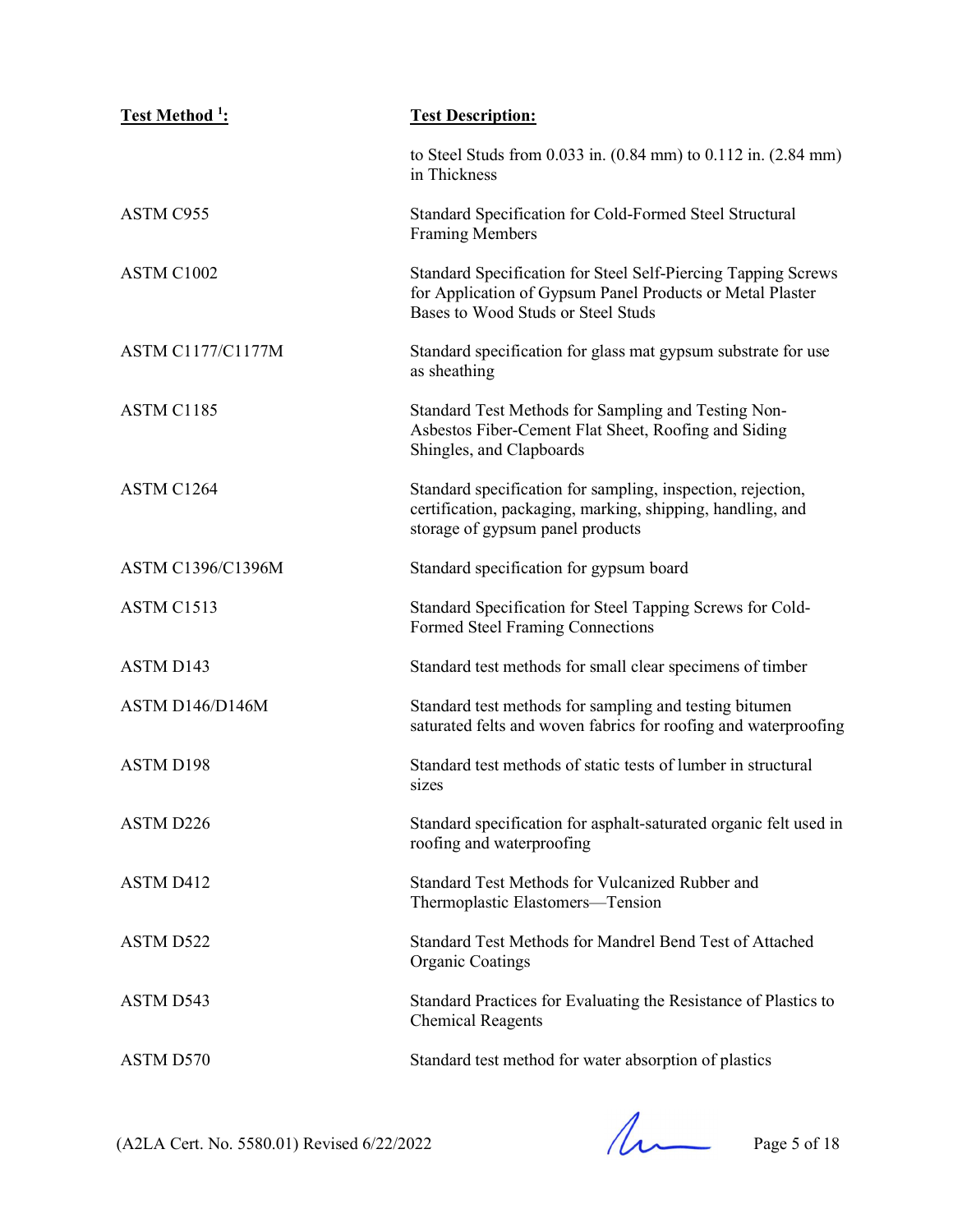| Test Method [1]: | Test Description: |
|---|---|
| | to Steel Studs from 0.033 in. (0.84 mm) to 0.112 in. (2.84 mm) in Thickness |
| ASTM C955 | Standard Specification for Cold-Formed Steel Structural Framing Members |
| ASTM C1002 | Standard Specification for Steel Self-Piercing Tapping Screws for Application of Gypsum Panel Products or Metal Plaster Bases to Wood Studs or Steel Studs |
| ASTM C1177/C1177M | Standard specification for glass mat gypsum substrate for use as sheathing |
| ASTM C1185 | Standard Test Methods for Sampling and Testing Non-Asbestos Fiber-Cement Flat Sheet, Roofing and Siding Shingles, and Clapboards |
| ASTM C1264 | Standard specification for sampling, inspection, rejection, certification, packaging, marking, shipping, handling, and storage of gypsum panel products |
| ASTM C1396/C1396M | Standard specification for gypsum board |
| ASTM C1513 | Standard Specification for Steel Tapping Screws for Cold-Formed Steel Framing Connections |
| ASTM D143 | Standard test methods for small clear specimens of timber |
| ASTM D146/D146M | Standard test methods for sampling and testing bitumen saturated felts and woven fabrics for roofing and waterproofing |
| ASTM D198 | Standard test methods of static tests of lumber in structural sizes |
| ASTM D226 | Standard specification for asphalt-saturated organic felt used in roofing and waterproofing |
| ASTM D412 | Standard Test Methods for Vulcanized Rubber and Thermoplastic Elastomers—Tension |
| ASTM D522 | Standard Test Methods for Mandrel Bend Test of Attached Organic Coatings |
| ASTM D543 | Standard Practices for Evaluating the Resistance of Plastics to Chemical Reagents |
| ASTM D570 | Standard test method for water absorption of plastics |

(A2LA Cert. No. 5580.01) Revised 6/22/2022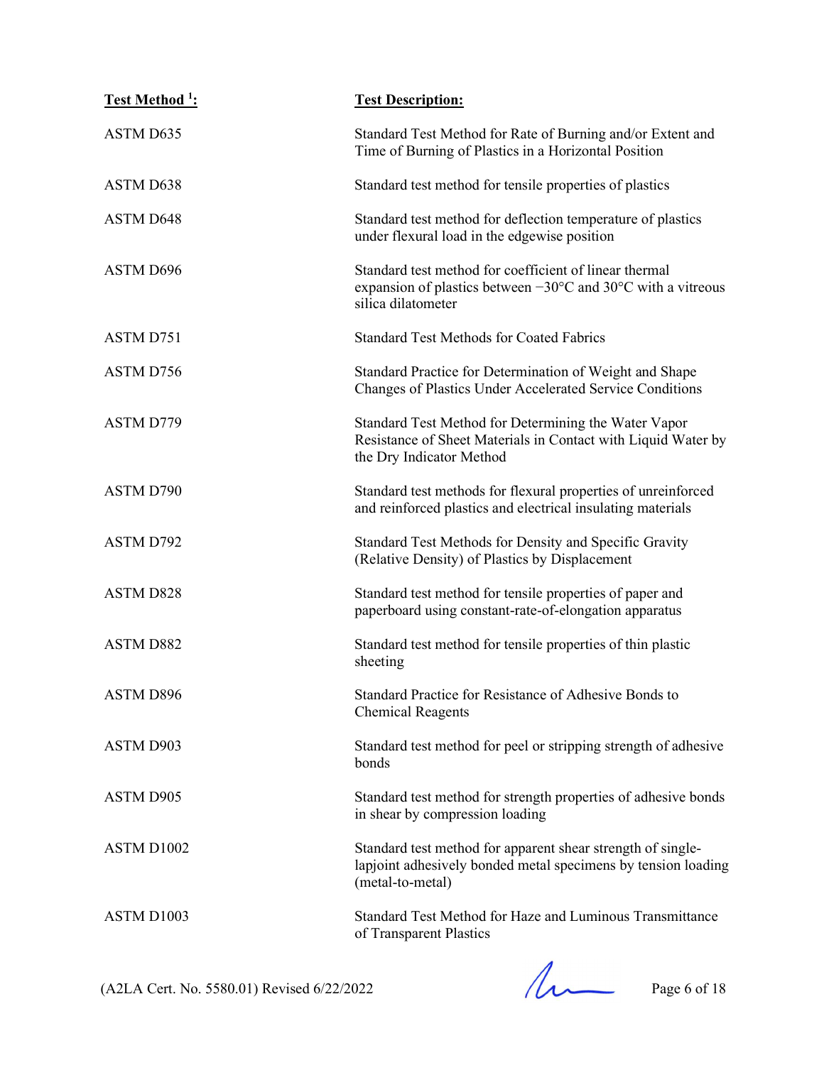| Test Method [1]: | Test Description: |
|---|---|
| ASTM D635 | Standard Test Method for Rate of Burning and/or Extent and Time of Burning of Plastics in a Horizontal Position |
| ASTM D638 | Standard test method for tensile properties of plastics |
| ASTM D648 | Standard test method for deflection temperature of plastics under flexural load in the edgewise position |
| ASTM D696 | Standard test method for coefficient of linear thermal expansion of plastics between −30°C and 30°C with a vitreous silica dilatometer |
| ASTM D751 | Standard Test Methods for Coated Fabrics |
| ASTM D756 | Standard Practice for Determination of Weight and Shape Changes of Plastics Under Accelerated Service Conditions |
| ASTM D779 | Standard Test Method for Determining the Water Vapor Resistance of Sheet Materials in Contact with Liquid Water by the Dry Indicator Method |
| ASTM D790 | Standard test methods for flexural properties of unreinforced and reinforced plastics and electrical insulating materials |
| ASTM D792 | Standard Test Methods for Density and Specific Gravity (Relative Density) of Plastics by Displacement |
| ASTM D828 | Standard test method for tensile properties of paper and paperboard using constant-rate-of-elongation apparatus |
| ASTM D882 | Standard test method for tensile properties of thin plastic sheeting |
| ASTM D896 | Standard Practice for Resistance of Adhesive Bonds to Chemical Reagents |
| ASTM D903 | Standard test method for peel or stripping strength of adhesive bonds |
| ASTM D905 | Standard test method for strength properties of adhesive bonds in shear by compression loading |
| ASTM D1002 | Standard test method for apparent shear strength of single-lapjoint adhesively bonded metal specimens by tension loading (metal-to-metal) |
| ASTM D1003 | Standard Test Method for Haze and Luminous Transmittance of Transparent Plastics |

(A2LA Cert. No. 5580.01) Revised 6/22/2022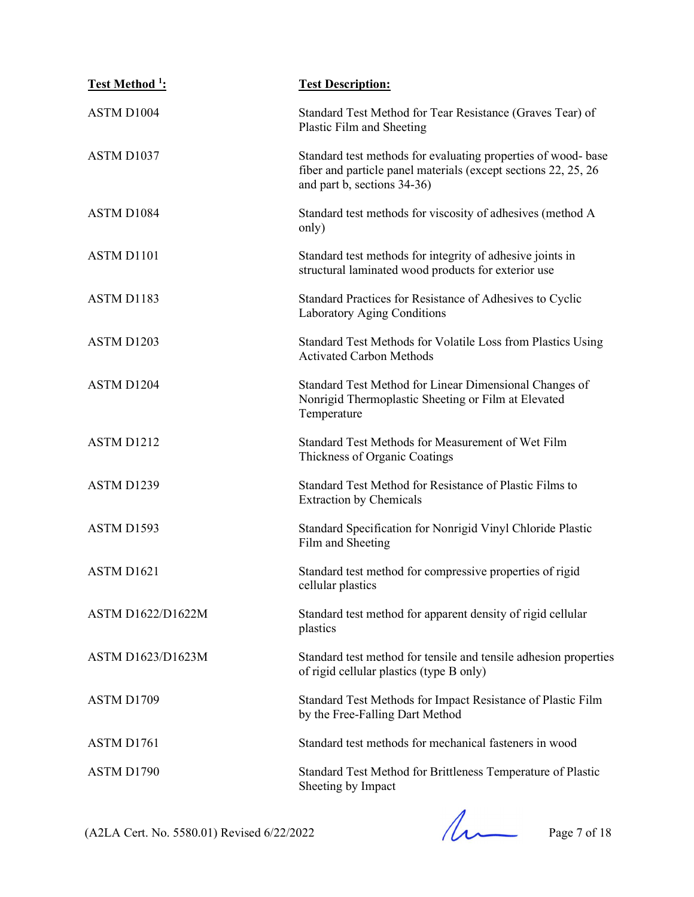| Test Method [1]: | Test Description: |
|---|---|
| ASTM D1004 | Standard Test Method for Tear Resistance (Graves Tear) of Plastic Film and Sheeting |
| ASTM D1037 | Standard test methods for evaluating properties of wood- base fiber and particle panel materials (except sections 22, 25, 26 and part b, sections 34-36) |
| ASTM D1084 | Standard test methods for viscosity of adhesives (method A only) |
| ASTM D1101 | Standard test methods for integrity of adhesive joints in structural laminated wood products for exterior use |
| ASTM D1183 | Standard Practices for Resistance of Adhesives to Cyclic Laboratory Aging Conditions |
| ASTM D1203 | Standard Test Methods for Volatile Loss from Plastics Using Activated Carbon Methods |
| ASTM D1204 | Standard Test Method for Linear Dimensional Changes of Nonrigid Thermoplastic Sheeting or Film at Elevated Temperature |
| ASTM D1212 | Standard Test Methods for Measurement of Wet Film Thickness of Organic Coatings |
| ASTM D1239 | Standard Test Method for Resistance of Plastic Films to Extraction by Chemicals |
| ASTM D1593 | Standard Specification for Nonrigid Vinyl Chloride Plastic Film and Sheeting |
| ASTM D1621 | Standard test method for compressive properties of rigid cellular plastics |
| ASTM D1622/D1622M | Standard test method for apparent density of rigid cellular plastics |
| ASTM D1623/D1623M | Standard test method for tensile and tensile adhesion properties of rigid cellular plastics (type B only) |
| ASTM D1709 | Standard Test Methods for Impact Resistance of Plastic Film by the Free-Falling Dart Method |
| ASTM D1761 | Standard test methods for mechanical fasteners in wood |
| ASTM D1790 | Standard Test Method for Brittleness Temperature of Plastic Sheeting by Impact |

(A2LA Cert. No. 5580.01) Revised 6/22/2022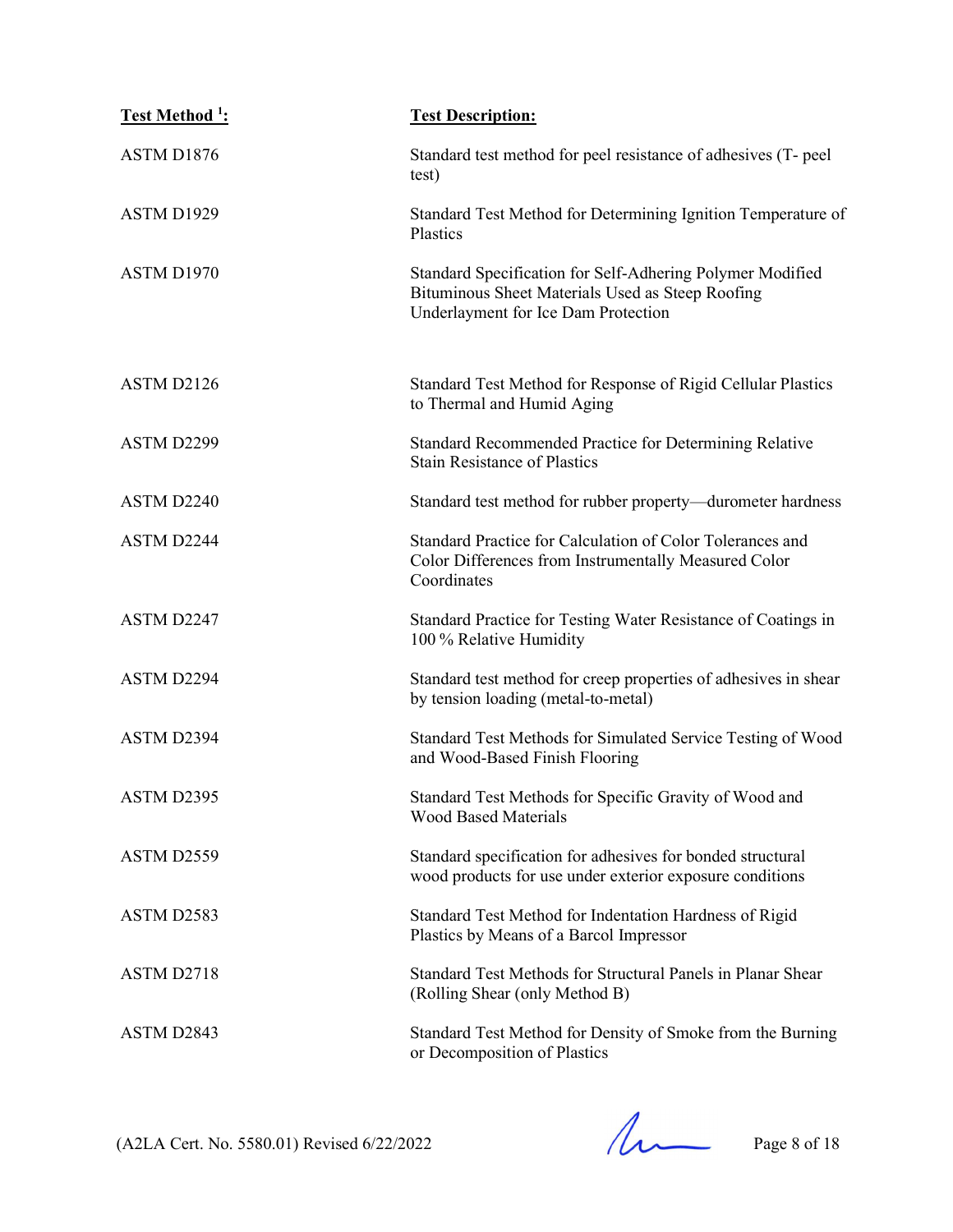| Test Method [1]: | Test Description: |
|---|---|
| ASTM D1876 | Standard test method for peel resistance of adhesives (T- peel test) |
| ASTM D1929 | Standard Test Method for Determining Ignition Temperature of Plastics |
| ASTM D1970 | Standard Specification for Self-Adhering Polymer Modified Bituminous Sheet Materials Used as Steep Roofing Underlayment for Ice Dam Protection |
| ASTM D2126 | Standard Test Method for Response of Rigid Cellular Plastics to Thermal and Humid Aging |
| ASTM D2299 | Standard Recommended Practice for Determining Relative Stain Resistance of Plastics |
| ASTM D2240 | Standard test method for rubber property—durometer hardness |
| ASTM D2244 | Standard Practice for Calculation of Color Tolerances and Color Differences from Instrumentally Measured Color Coordinates |
| ASTM D2247 | Standard Practice for Testing Water Resistance of Coatings in 100 % Relative Humidity |
| ASTM D2294 | Standard test method for creep properties of adhesives in shear by tension loading (metal-to-metal) |
| ASTM D2394 | Standard Test Methods for Simulated Service Testing of Wood and Wood-Based Finish Flooring |
| ASTM D2395 | Standard Test Methods for Specific Gravity of Wood and Wood Based Materials |
| ASTM D2559 | Standard specification for adhesives for bonded structural wood products for use under exterior exposure conditions |
| ASTM D2583 | Standard Test Method for Indentation Hardness of Rigid Plastics by Means of a Barcol Impressor |
| ASTM D2718 | Standard Test Methods for Structural Panels in Planar Shear (Rolling Shear (only Method B) |
| ASTM D2843 | Standard Test Method for Density of Smoke from the Burning or Decomposition of Plastics |

(A2LA Cert. No. 5580.01) Revised 6/22/2022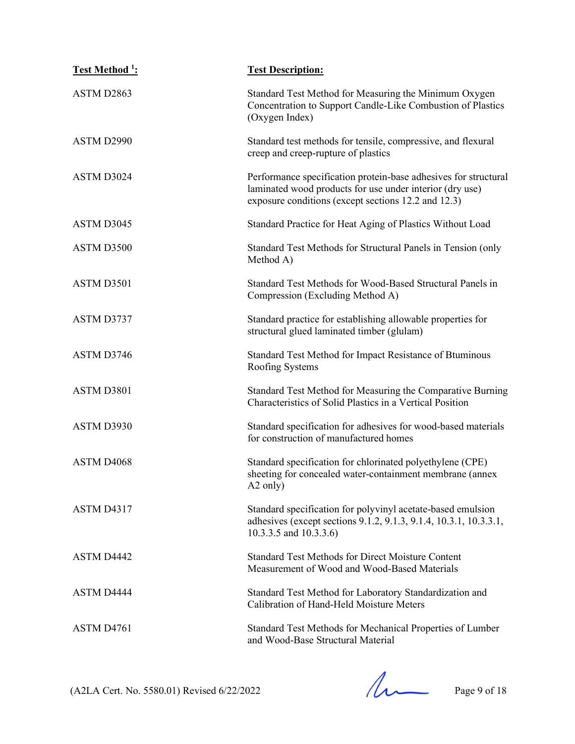| Test Method [1]: | Test Description: |
|---|---|
| ASTM D2863 | Standard Test Method for Measuring the Minimum Oxygen Concentration to Support Candle-Like Combustion of Plastics (Oxygen Index) |
| ASTM D2990 | Standard test methods for tensile, compressive, and flexural creep and creep-rupture of plastics |
| ASTM D3024 | Performance specification protein-base adhesives for structural laminated wood products for use under interior (dry use) exposure conditions (except sections 12.2 and 12.3) |
| ASTM D3045 | Standard Practice for Heat Aging of Plastics Without Load |
| ASTM D3500 | Standard Test Methods for Structural Panels in Tension (only Method A) |
| ASTM D3501 | Standard Test Methods for Wood-Based Structural Panels in Compression (Excluding Method A) |
| ASTM D3737 | Standard practice for establishing allowable properties for structural glued laminated timber (glulam) |
| ASTM D3746 | Standard Test Method for Impact Resistance of Btuminous Roofing Systems |
| ASTM D3801 | Standard Test Method for Measuring the Comparative Burning Characteristics of Solid Plastics in a Vertical Position |
| ASTM D3930 | Standard specification for adhesives for wood-based materials for construction of manufactured homes |
| ASTM D4068 | Standard specification for chlorinated polyethylene (CPE) sheeting for concealed water-containment membrane (annex A2 only) |
| ASTM D4317 | Standard specification for polyvinyl acetate-based emulsion adhesives (except sections 9.1.2, 9.1.3, 9.1.4, 10.3.1, 10.3.3.1, 10.3.3.5 and 10.3.3.6) |
| ASTM D4442 | Standard Test Methods for Direct Moisture Content Measurement of Wood and Wood-Based Materials |
| ASTM D4444 | Standard Test Method for Laboratory Standardization and Calibration of Hand-Held Moisture Meters |
| ASTM D4761 | Standard Test Methods for Mechanical Properties of Lumber and Wood-Base Structural Material |

(A2LA Cert. No. 5580.01) Revised 6/22/2022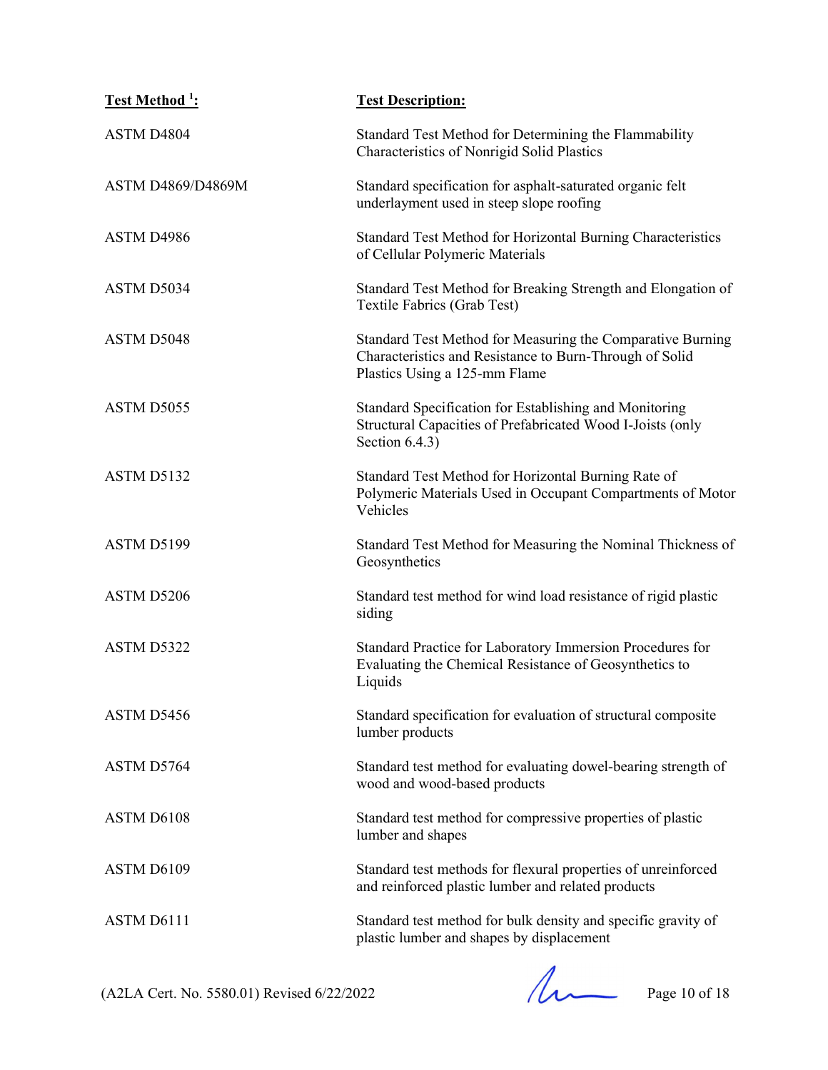| Test Method [1]: | Test Description: |
| --- | --- |
| ASTM D4804 | Standard Test Method for Determining the Flammability Characteristics of Nonrigid Solid Plastics |
| ASTM D4869/D4869M | Standard specification for asphalt-saturated organic felt underlayment used in steep slope roofing |
| ASTM D4986 | Standard Test Method for Horizontal Burning Characteristics of Cellular Polymeric Materials |
| ASTM D5034 | Standard Test Method for Breaking Strength and Elongation of Textile Fabrics (Grab Test) |
| ASTM D5048 | Standard Test Method for Measuring the Comparative Burning Characteristics and Resistance to Burn-Through of Solid Plastics Using a 125-mm Flame |
| ASTM D5055 | Standard Specification for Establishing and Monitoring Structural Capacities of Prefabricated Wood I-Joists (only Section 6.4.3) |
| ASTM D5132 | Standard Test Method for Horizontal Burning Rate of Polymeric Materials Used in Occupant Compartments of Motor Vehicles |
| ASTM D5199 | Standard Test Method for Measuring the Nominal Thickness of Geosynthetics |
| ASTM D5206 | Standard test method for wind load resistance of rigid plastic siding |
| ASTM D5322 | Standard Practice for Laboratory Immersion Procedures for Evaluating the Chemical Resistance of Geosynthetics to Liquids |
| ASTM D5456 | Standard specification for evaluation of structural composite lumber products |
| ASTM D5764 | Standard test method for evaluating dowel-bearing strength of wood and wood-based products |
| ASTM D6108 | Standard test method for compressive properties of plastic lumber and shapes |
| ASTM D6109 | Standard test methods for flexural properties of unreinforced and reinforced plastic lumber and related products |
| ASTM D6111 | Standard test method for bulk density and specific gravity of plastic lumber and shapes by displacement |

(A2LA Cert. No. 5580.01) Revised 6/22/2022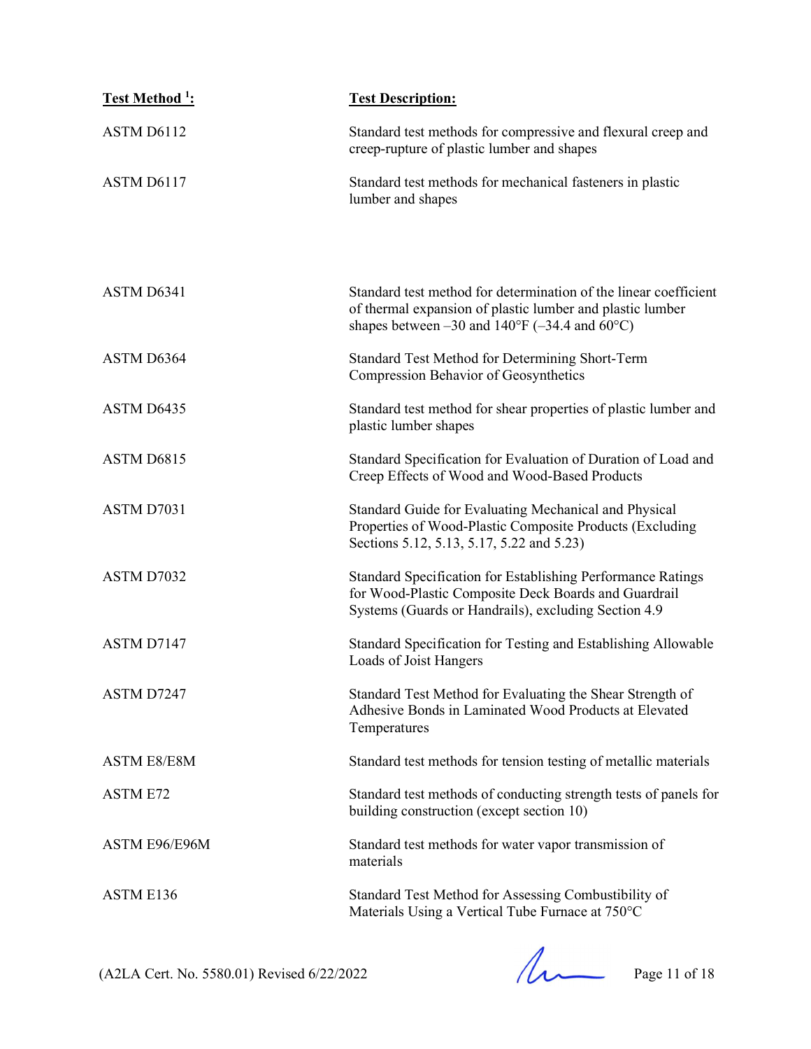| Test Method [1]: | Test Description: |
|---|---|
| ASTM D6112 | Standard test methods for compressive and flexural creep and creep-rupture of plastic lumber and shapes |
| ASTM D6117 | Standard test methods for mechanical fasteners in plastic lumber and shapes |
| ASTM D6341 | Standard test method for determination of the linear coefficient of thermal expansion of plastic lumber and plastic lumber shapes between –30 and 140°F (–34.4 and 60°C) |
| ASTM D6364 | Standard Test Method for Determining Short-Term Compression Behavior of Geosynthetics |
| ASTM D6435 | Standard test method for shear properties of plastic lumber and plastic lumber shapes |
| ASTM D6815 | Standard Specification for Evaluation of Duration of Load and Creep Effects of Wood and Wood-Based Products |
| ASTM D7031 | Standard Guide for Evaluating Mechanical and Physical Properties of Wood-Plastic Composite Products (Excluding Sections 5.12, 5.13, 5.17, 5.22 and 5.23) |
| ASTM D7032 | Standard Specification for Establishing Performance Ratings for Wood-Plastic Composite Deck Boards and Guardrail Systems (Guards or Handrails), excluding Section 4.9 |
| ASTM D7147 | Standard Specification for Testing and Establishing Allowable Loads of Joist Hangers |
| ASTM D7247 | Standard Test Method for Evaluating the Shear Strength of Adhesive Bonds in Laminated Wood Products at Elevated Temperatures |
| ASTM E8/E8M | Standard test methods for tension testing of metallic materials |
| ASTM E72 | Standard test methods of conducting strength tests of panels for building construction (except section 10) |
| ASTM E96/E96M | Standard test methods for water vapor transmission of materials |
| ASTM E136 | Standard Test Method for Assessing Combustibility of Materials Using a Vertical Tube Furnace at 750°C |

(A2LA Cert. No. 5580.01) Revised 6/22/2022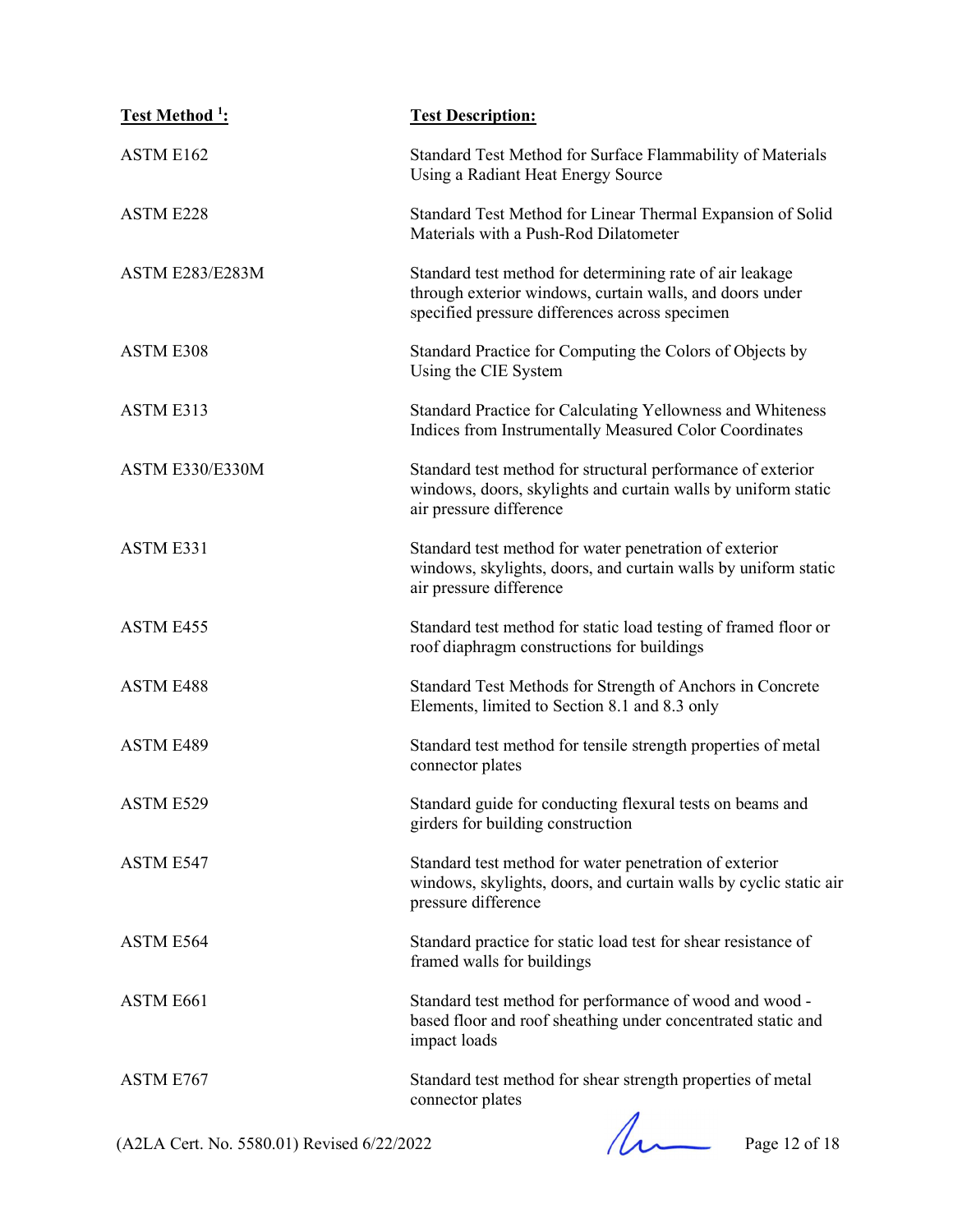| Test Method [1]: | Test Description: |
|---|---|
| ASTM E162 | Standard Test Method for Surface Flammability of Materials Using a Radiant Heat Energy Source |
| ASTM E228 | Standard Test Method for Linear Thermal Expansion of Solid Materials with a Push-Rod Dilatometer |
| ASTM E283/E283M | Standard test method for determining rate of air leakage through exterior windows, curtain walls, and doors under specified pressure differences across specimen |
| ASTM E308 | Standard Practice for Computing the Colors of Objects by Using the CIE System |
| ASTM E313 | Standard Practice for Calculating Yellowness and Whiteness Indices from Instrumentally Measured Color Coordinates |
| ASTM E330/E330M | Standard test method for structural performance of exterior windows, doors, skylights and curtain walls by uniform static air pressure difference |
| ASTM E331 | Standard test method for water penetration of exterior windows, skylights, doors, and curtain walls by uniform static air pressure difference |
| ASTM E455 | Standard test method for static load testing of framed floor or roof diaphragm constructions for buildings |
| ASTM E488 | Standard Test Methods for Strength of Anchors in Concrete Elements, limited to Section 8.1 and 8.3 only |
| ASTM E489 | Standard test method for tensile strength properties of metal connector plates |
| ASTM E529 | Standard guide for conducting flexural tests on beams and girders for building construction |
| ASTM E547 | Standard test method for water penetration of exterior windows, skylights, doors, and curtain walls by cyclic static air pressure difference |
| ASTM E564 | Standard practice for static load test for shear resistance of framed walls for buildings |
| ASTM E661 | Standard test method for performance of wood and wood - based floor and roof sheathing under concentrated static and impact loads |
| ASTM E767 | Standard test method for shear strength properties of metal connector plates |

(A2LA Cert. No. 5580.01) Revised 6/22/2022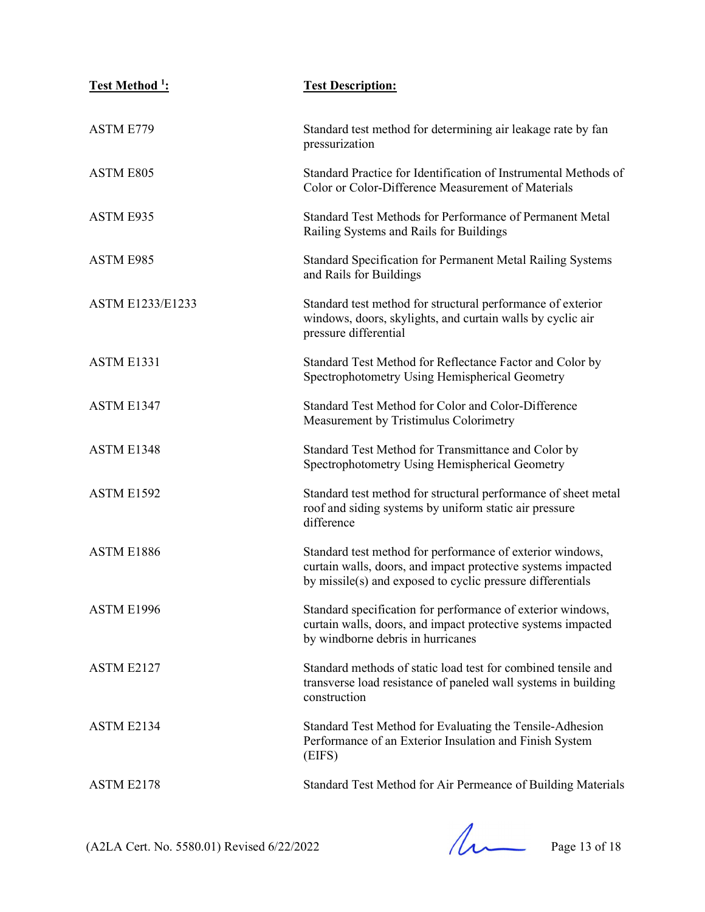| Test Method [1]: | Test Description: |
|---|---|
| ASTM E779 | Standard test method for determining air leakage rate by fan pressurization |
| ASTM E805 | Standard Practice for Identification of Instrumental Methods of Color or Color-Difference Measurement of Materials |
| ASTM E935 | Standard Test Methods for Performance of Permanent Metal Railing Systems and Rails for Buildings |
| ASTM E985 | Standard Specification for Permanent Metal Railing Systems and Rails for Buildings |
| ASTM E1233/E1233 | Standard test method for structural performance of exterior windows, doors, skylights, and curtain walls by cyclic air pressure differential |
| ASTM E1331 | Standard Test Method for Reflectance Factor and Color by Spectrophotometry Using Hemispherical Geometry |
| ASTM E1347 | Standard Test Method for Color and Color-Difference Measurement by Tristimulus Colorimetry |
| ASTM E1348 | Standard Test Method for Transmittance and Color by Spectrophotometry Using Hemispherical Geometry |
| ASTM E1592 | Standard test method for structural performance of sheet metal roof and siding systems by uniform static air pressure difference |
| ASTM E1886 | Standard test method for performance of exterior windows, curtain walls, doors, and impact protective systems impacted by missile(s) and exposed to cyclic pressure differentials |
| ASTM E1996 | Standard specification for performance of exterior windows, curtain walls, doors, and impact protective systems impacted by windborne debris in hurricanes |
| ASTM E2127 | Standard methods of static load test for combined tensile and transverse load resistance of paneled wall systems in building construction |
| ASTM E2134 | Standard Test Method for Evaluating the Tensile-Adhesion Performance of an Exterior Insulation and Finish System (EIFS) |
| ASTM E2178 | Standard Test Method for Air Permeance of Building Materials |

(A2LA Cert. No. 5580.01) Revised 6/22/2022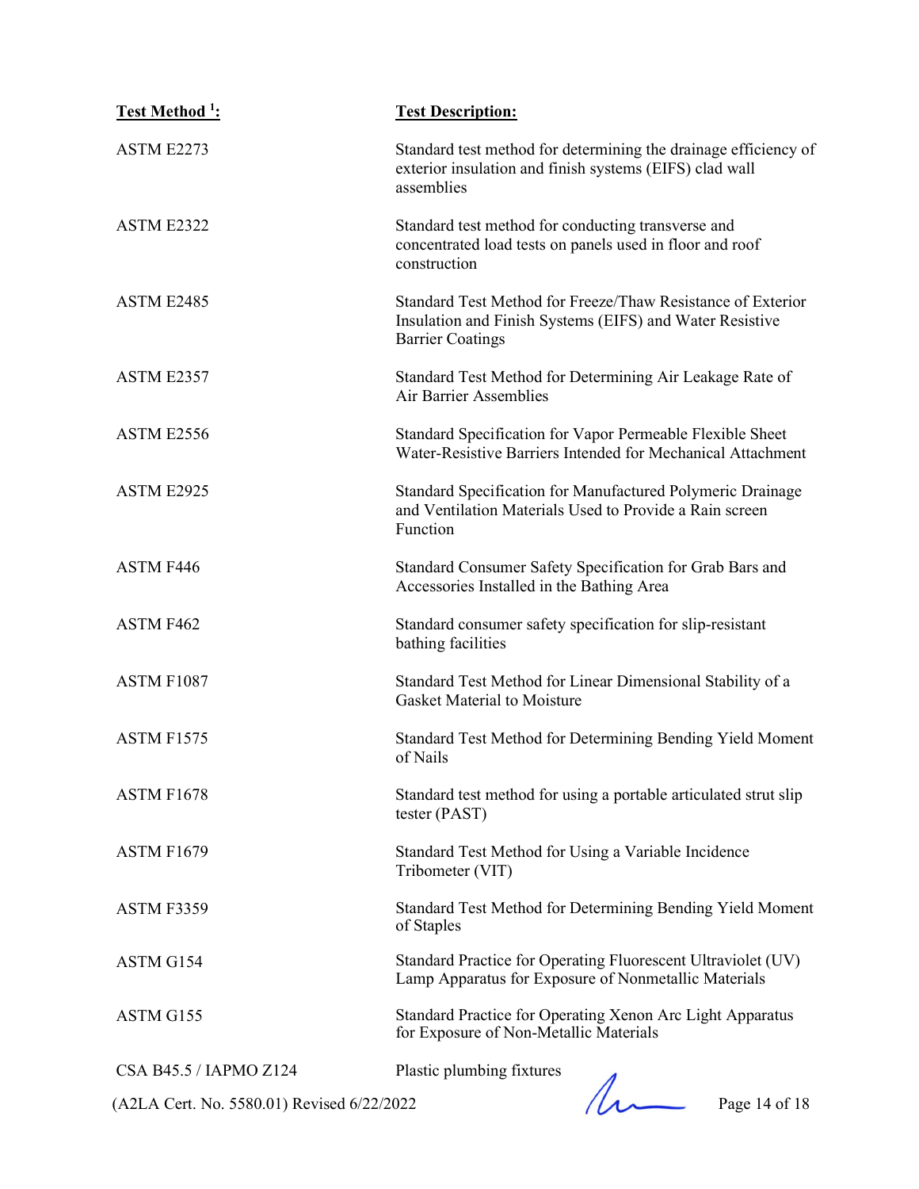| Test Method [1]: | Test Description: |
|---|---|
| ASTM E2273 | Standard test method for determining the drainage efficiency of exterior insulation and finish systems (EIFS) clad wall assemblies |
| ASTM E2322 | Standard test method for conducting transverse and concentrated load tests on panels used in floor and roof construction |
| ASTM E2485 | Standard Test Method for Freeze/Thaw Resistance of Exterior Insulation and Finish Systems (EIFS) and Water Resistive Barrier Coatings |
| ASTM E2357 | Standard Test Method for Determining Air Leakage Rate of Air Barrier Assemblies |
| ASTM E2556 | Standard Specification for Vapor Permeable Flexible Sheet Water-Resistive Barriers Intended for Mechanical Attachment |
| ASTM E2925 | Standard Specification for Manufactured Polymeric Drainage and Ventilation Materials Used to Provide a Rain screen Function |
| ASTM F446 | Standard Consumer Safety Specification for Grab Bars and Accessories Installed in the Bathing Area |
| ASTM F462 | Standard consumer safety specification for slip-resistant bathing facilities |
| ASTM F1087 | Standard Test Method for Linear Dimensional Stability of a Gasket Material to Moisture |
| ASTM F1575 | Standard Test Method for Determining Bending Yield Moment of Nails |
| ASTM F1678 | Standard test method for using a portable articulated strut slip tester (PAST) |
| ASTM F1679 | Standard Test Method for Using a Variable Incidence Tribometer (VIT) |
| ASTM F3359 | Standard Test Method for Determining Bending Yield Moment of Staples |
| ASTM G154 | Standard Practice for Operating Fluorescent Ultraviolet (UV) Lamp Apparatus for Exposure of Nonmetallic Materials |
| ASTM G155 | Standard Practice for Operating Xenon Arc Light Apparatus for Exposure of Non-Metallic Materials |
| CSA B45.5 / IAPMO Z124 | Plastic plumbing fixtures |

(A2LA Cert. No. 5580.01) Revised 6/22/2022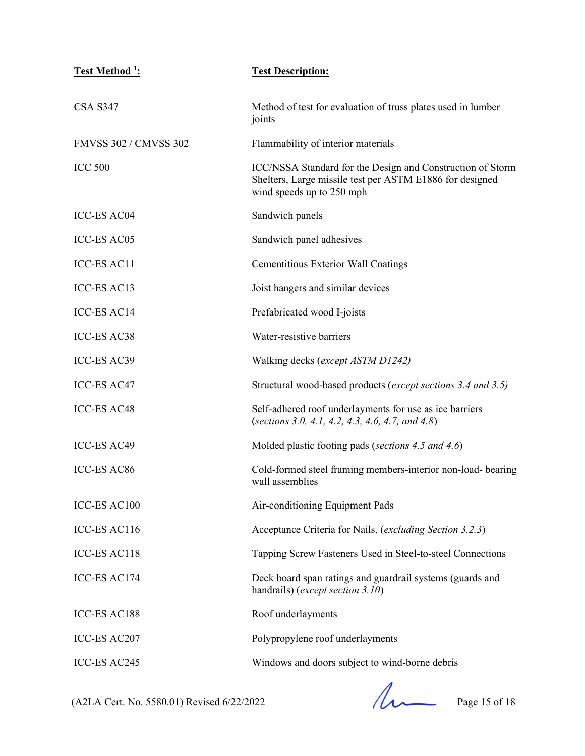| Test Method [1]: | Test Description: |
|---|---|
| CSA S347 | Method of test for evaluation of truss plates used in lumber joints |
| FMVSS 302 / CMVSS 302 | Flammability of interior materials |
| ICC 500 | ICC/NSSA Standard for the Design and Construction of Storm Shelters, Large missile test per ASTM E1886 for designed wind speeds up to 250 mph |
| ICC-ES AC04 | Sandwich panels |
| ICC-ES AC05 | Sandwich panel adhesives |
| ICC-ES AC11 | Cementitious Exterior Wall Coatings |
| ICC-ES AC13 | Joist hangers and similar devices |
| ICC-ES AC14 | Prefabricated wood I-joists |
| ICC-ES AC38 | Water-resistive barriers |
| ICC-ES AC39 | Walking decks (*except ASTM D1242)* |
| ICC-ES AC47 | Structural wood-based products (*except sections 3.4 and 3.5)* |
| ICC-ES AC48 | Self-adhered roof underlayments for use as ice barriers (*sections 3.0, 4.1, 4.2, 4.3, 4.6, 4.7, and 4.8*) |
| ICC-ES AC49 | Molded plastic footing pads (*sections 4.5 and 4.6*) |
| ICC-ES AC86 | Cold-formed steel framing members-interior non-load- bearing wall assemblies |
| ICC-ES AC100 | Air-conditioning Equipment Pads |
| ICC-ES AC116 | Acceptance Criteria for Nails, (*excluding Section 3.2.3*) |
| ICC-ES AC118 | Tapping Screw Fasteners Used in Steel-to-steel Connections |
| ICC-ES AC174 | Deck board span ratings and guardrail systems (guards and handrails) (*except section 3.10*) |
| ICC-ES AC188 | Roof underlayments |
| ICC-ES AC207 | Polypropylene roof underlayments |
| ICC-ES AC245 | Windows and doors subject to wind-borne debris |

(A2LA Cert. No. 5580.01) Revised 6/22/2022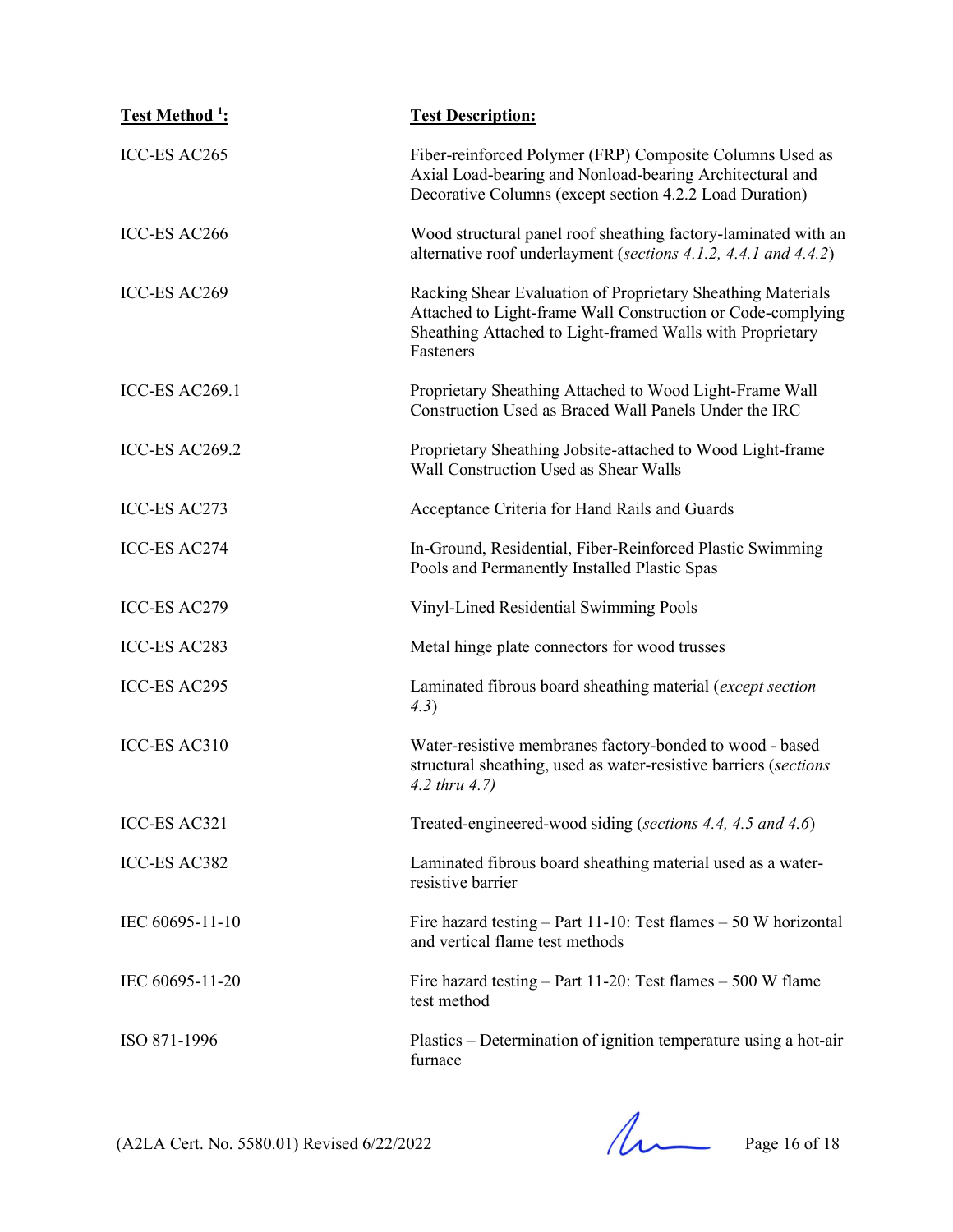| Test Method [1]: | Test Description: |
|---|---|
| ICC-ES AC265 | Fiber-reinforced Polymer (FRP) Composite Columns Used as Axial Load-bearing and Nonload-bearing Architectural and Decorative Columns (except section 4.2.2 Load Duration) |
| ICC-ES AC266 | Wood structural panel roof sheathing factory-laminated with an alternative roof underlayment (*sections 4.1.2, 4.4.1 and 4.4.2*) |
| ICC-ES AC269 | Racking Shear Evaluation of Proprietary Sheathing Materials Attached to Light-frame Wall Construction or Code-complying Sheathing Attached to Light-framed Walls with Proprietary Fasteners |
| ICC-ES AC269.1 | Proprietary Sheathing Attached to Wood Light-Frame Wall Construction Used as Braced Wall Panels Under the IRC |
| ICC-ES AC269.2 | Proprietary Sheathing Jobsite-attached to Wood Light-frame Wall Construction Used as Shear Walls |
| ICC-ES AC273 | Acceptance Criteria for Hand Rails and Guards |
| ICC-ES AC274 | In-Ground, Residential, Fiber-Reinforced Plastic Swimming Pools and Permanently Installed Plastic Spas |
| ICC-ES AC279 | Vinyl-Lined Residential Swimming Pools |
| ICC-ES AC283 | Metal hinge plate connectors for wood trusses |
| ICC-ES AC295 | Laminated fibrous board sheathing material (*except section 4.3*) |
| ICC-ES AC310 | Water-resistive membranes factory-bonded to wood - based structural sheathing, used as water-resistive barriers (*sections 4.2 thru 4.7)* |
| ICC-ES AC321 | Treated-engineered-wood siding (*sections 4.4, 4.5 and 4.6*) |
| ICC-ES AC382 | Laminated fibrous board sheathing material used as a water-resistive barrier |
| IEC 60695-11-10 | Fire hazard testing – Part 11-10: Test flames – 50 W horizontal and vertical flame test methods |
| IEC 60695-11-20 | Fire hazard testing – Part 11-20: Test flames – 500 W flame test method |
| ISO 871-1996 | Plastics – Determination of ignition temperature using a hot-air furnace |

(A2LA Cert. No. 5580.01) Revised 6/22/2022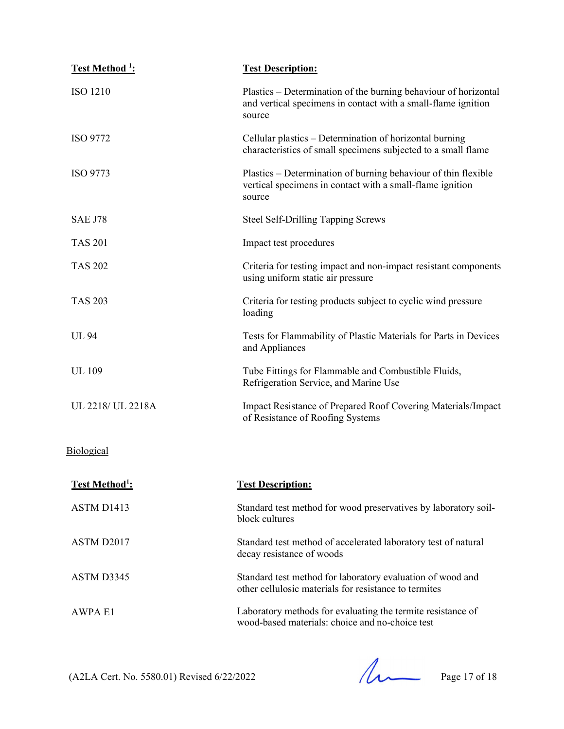| Test Method [1]: | Test Description: |
|---|---|
| ISO 1210 | Plastics – Determination of the burning behaviour of horizontal and vertical specimens in contact with a small-flame ignition source |
| ISO 9772 | Cellular plastics – Determination of horizontal burning characteristics of small specimens subjected to a small flame |
| ISO 9773 | Plastics – Determination of burning behaviour of thin flexible vertical specimens in contact with a small-flame ignition source |
| SAE J78 | Steel Self-Drilling Tapping Screws |
| TAS 201 | Impact test procedures |
| TAS 202 | Criteria for testing impact and non-impact resistant components using uniform static air pressure |
| TAS 203 | Criteria for testing products subject to cyclic wind pressure loading |
| UL 94 | Tests for Flammability of Plastic Materials for Parts in Devices and Appliances |
| UL 109 | Tube Fittings for Flammable and Combustible Fluids, Refrigeration Service, and Marine Use |
| UL 2218/ UL 2218A | Impact Resistance of Prepared Roof Covering Materials/Impact of Resistance of Roofing Systems |

Biological

| Test Method[1]: | Test Description: |
|---|---|
| ASTM D1413 | Standard test method for wood preservatives by laboratory soil-block cultures |
| ASTM D2017 | Standard test method of accelerated laboratory test of natural decay resistance of woods |
| ASTM D3345 | Standard test method for laboratory evaluation of wood and other cellulosic materials for resistance to termites |
| AWPA E1 | Laboratory methods for evaluating the termite resistance of wood-based materials: choice and no-choice test |

(A2LA Cert. No. 5580.01) Revised 6/22/2022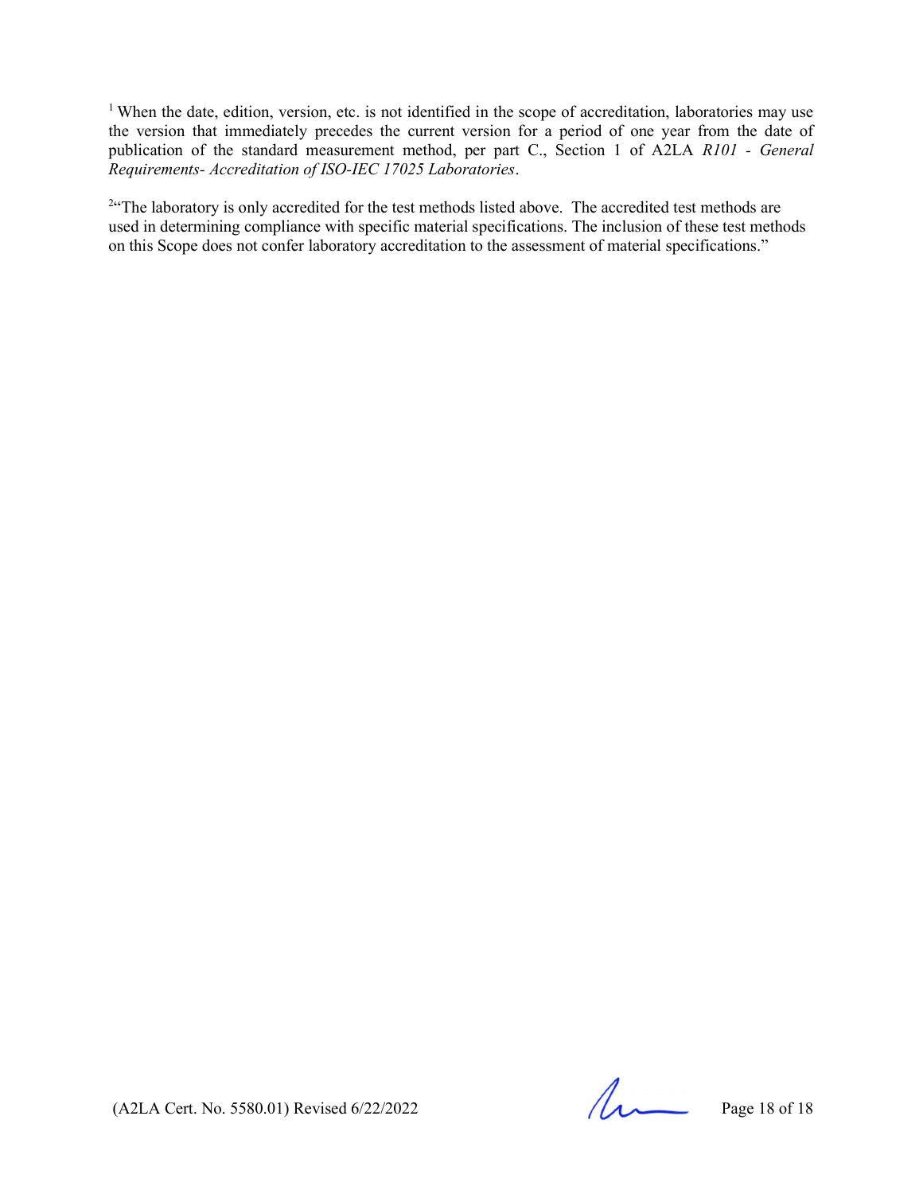[1] When the date, edition, version, etc. is not identified in the scope of accreditation, laboratories may use the version that immediately precedes the current version for a period of one year from the date of publication of the standard measurement method, per part C., Section 1 of A2LA *R101 - General Requirements- Accreditation of ISO-IEC 17025 Laboratories*.

[2]"The laboratory is only accredited for the test methods listed above. The accredited test methods are used in determining compliance with specific material specifications. The inclusion of these test methods on this Scope does not confer laboratory accreditation to the assessment of material specifications."

(A2LA Cert. No. 5580.01) Revised 6/22/2022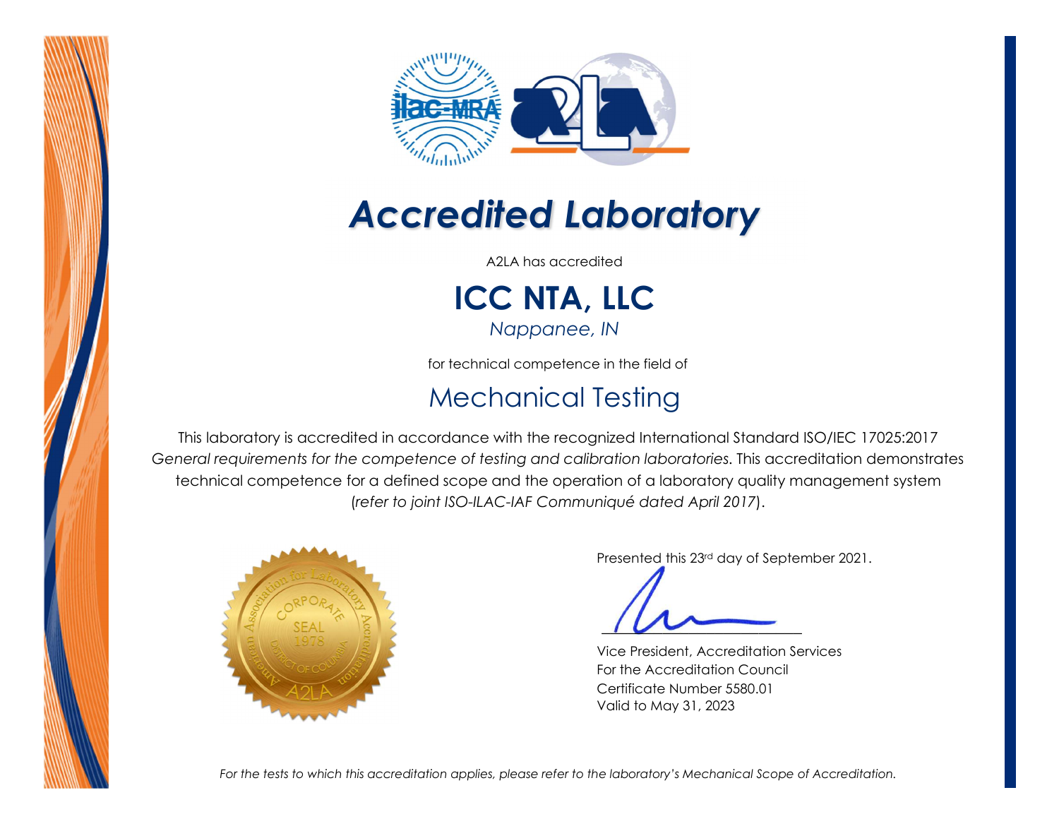# Accredited Laboratory

A2LA has accredited

## ICC NTA, LLC

*Nappanee, IN*

for technical competence in the field of

## Mechanical Testing

This laboratory is accredited in accordance with the recognized International Standard ISO/IEC 17025:2017 *General requirements for the competence of testing and calibration laboratories*. This accreditation demonstrates technical competence for a defined scope and the operation of a laboratory quality management system (*refer to joint ISO-ILAC-IAF Communiqué dated April 2017*).

Presented this 23rd day of September 2021.

Vice President, Accreditation Services
For the Accreditation Council
Certificate Number 5580.01
Valid to May 31, 2023

*For the tests to which this accreditation applies, please refer to the laboratory's Mechanical Scope of Accreditation.*